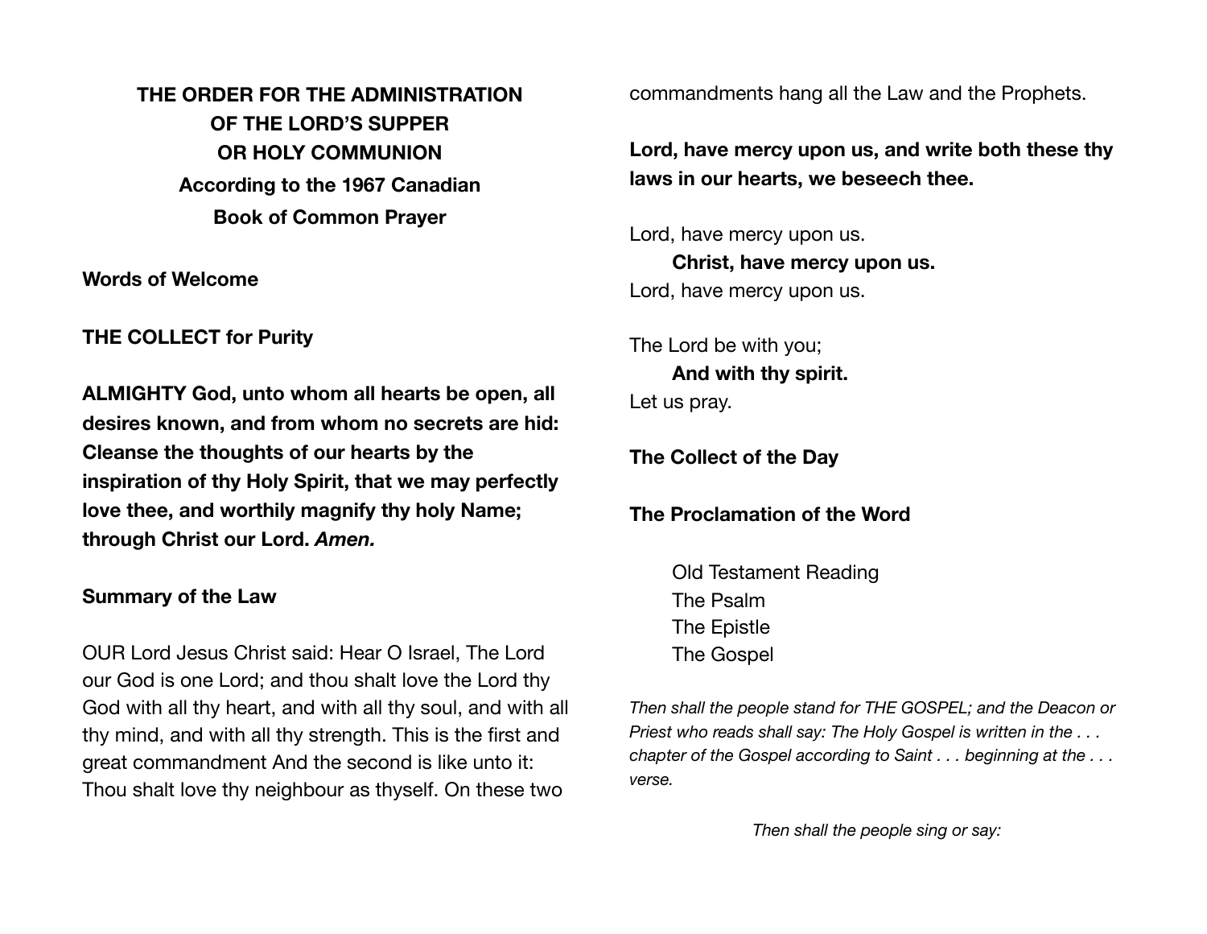**THE ORDER FOR THE ADMINISTRATION OF THE LORD'S SUPPER OR HOLY COMMUNION**
**According to the 1967 Canadian Book of Common Prayer**

**Words of Welcome**

**THE COLLECT for Purity**

**ALMIGHTY God, unto whom all hearts be open, all desires known, and from whom no secrets are hid: Cleanse the thoughts of our hearts by the inspiration of thy Holy Spirit, that we may perfectly love thee, and worthily magnify thy holy Name; through Christ our Lord.** ***Amen.***

**Summary of the Law**

OUR Lord Jesus Christ said: Hear O Israel, The Lord our God is one Lord; and thou shalt love the Lord thy God with all thy heart, and with all thy soul, and with all thy mind, and with all thy strength. This is the first and great commandment And the second is like unto it: Thou shalt love thy neighbour as thyself. On these two commandments hang all the Law and the Prophets.

**Lord, have mercy upon us, and write both these thy laws in our hearts, we beseech thee.**

Lord, have mercy upon us.
**Christ, have mercy upon us.**
Lord, have mercy upon us.

The Lord be with you;
**And with thy spirit.**
Let us pray.

**The Collect of the Day**

**The Proclamation of the Word**

Old Testament Reading
The Psalm
The Epistle
The Gospel

*Then shall the people stand for THE GOSPEL; and the Deacon or Priest who reads shall say: The Holy Gospel is written in the . . . chapter of the Gospel according to Saint . . . beginning at the . . . verse.*

*Then shall the people sing or say:*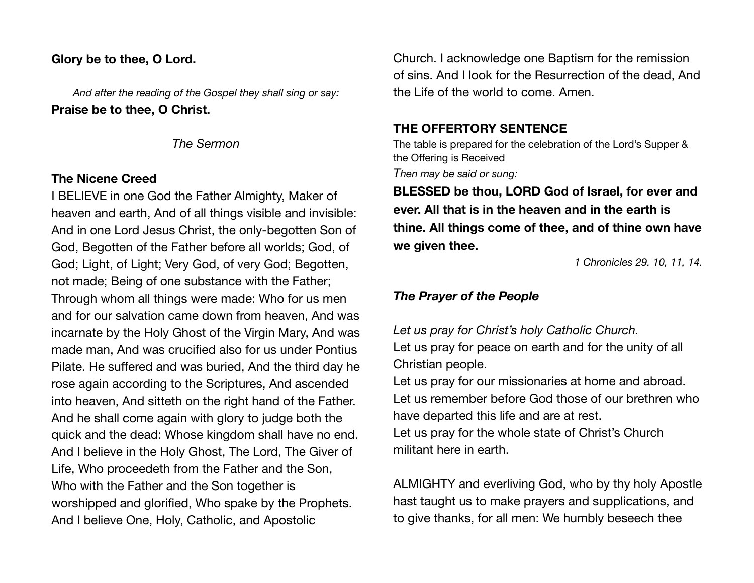**Glory be to thee, O Lord.**

*And after the reading of the Gospel they shall sing or say:*

**Praise be to thee, O Christ.**

*The Sermon*

**The Nicene Creed**

I BELIEVE in one God the Father Almighty, Maker of heaven and earth, And of all things visible and invisible: And in one Lord Jesus Christ, the only-begotten Son of God, Begotten of the Father before all worlds; God, of God; Light, of Light; Very God, of very God; Begotten, not made; Being of one substance with the Father; Through whom all things were made: Who for us men and for our salvation came down from heaven, And was incarnate by the Holy Ghost of the Virgin Mary, And was made man, And was crucified also for us under Pontius Pilate. He suffered and was buried, And the third day he rose again according to the Scriptures, And ascended into heaven, And sitteth on the right hand of the Father. And he shall come again with glory to judge both the quick and the dead: Whose kingdom shall have no end. And I believe in the Holy Ghost, The Lord, The Giver of Life, Who proceedeth from the Father and the Son, Who with the Father and the Son together is worshipped and glorified, Who spake by the Prophets. And I believe One, Holy, Catholic, and Apostolic Church. I acknowledge one Baptism for the remission of sins. And I look for the Resurrection of the dead, And the Life of the world to come. Amen.

**THE OFFERTORY SENTENCE**

The table is prepared for the celebration of the Lord's Supper & the Offering is Received

*Then may be said or sung:*

**BLESSED be thou, LORD God of Israel, for ever and ever. All that is in the heaven and in the earth is thine. All things come of thee, and of thine own have we given thee.**

*1 Chronicles 29. 10, 11, 14.*

***The Prayer of the People***

*Let us pray for Christ's holy Catholic Church.*

Let us pray for peace on earth and for the unity of all Christian people.

Let us pray for our missionaries at home and abroad.

Let us remember before God those of our brethren who have departed this life and are at rest.

Let us pray for the whole state of Christ's Church militant here in earth.

ALMIGHTY and everliving God, who by thy holy Apostle hast taught us to make prayers and supplications, and to give thanks, for all men: We humbly beseech thee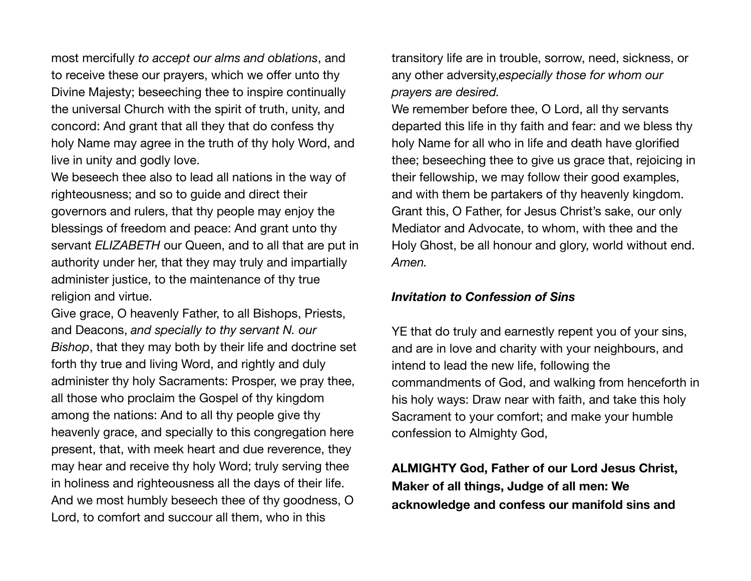most mercifully *to accept our alms and oblations*, and to receive these our prayers, which we offer unto thy Divine Majesty; beseeching thee to inspire continually the universal Church with the spirit of truth, unity, and concord: And grant that all they that do confess thy holy Name may agree in the truth of thy holy Word, and live in unity and godly love.

We beseech thee also to lead all nations in the way of righteousness; and so to guide and direct their governors and rulers, that thy people may enjoy the blessings of freedom and peace: And grant unto thy servant *ELIZABETH* our Queen, and to all that are put in authority under her, that they may truly and impartially administer justice, to the maintenance of thy true religion and virtue.

Give grace, O heavenly Father, to all Bishops, Priests, and Deacons, *and specially to thy servant N. our Bishop*, that they may both by their life and doctrine set forth thy true and living Word, and rightly and duly administer thy holy Sacraments: Prosper, we pray thee, all those who proclaim the Gospel of thy kingdom among the nations: And to all thy people give thy heavenly grace, and specially to this congregation here present, that, with meek heart and due reverence, they may hear and receive thy holy Word; truly serving thee in holiness and righteousness all the days of their life.

And we most humbly beseech thee of thy goodness, O Lord, to comfort and succour all them, who in this transitory life are in trouble, sorrow, need, sickness, or any other adversity,*especially those for whom our prayers are desired.*

We remember before thee, O Lord, all thy servants departed this life in thy faith and fear: and we bless thy holy Name for all who in life and death have glorified thee; beseeching thee to give us grace that, rejoicing in their fellowship, we may follow their good examples, and with them be partakers of thy heavenly kingdom.

Grant this, O Father, for Jesus Christ's sake, our only Mediator and Advocate, to whom, with thee and the Holy Ghost, be all honour and glory, world without end. *Amen.*

***Invitation to Confession of Sins***

YE that do truly and earnestly repent you of your sins, and are in love and charity with your neighbours, and intend to lead the new life, following the commandments of God, and walking from henceforth in his holy ways: Draw near with faith, and take this holy Sacrament to your comfort; and make your humble confession to Almighty God,

**ALMIGHTY God, Father of our Lord Jesus Christ, Maker of all things, Judge of all men: We acknowledge and confess our manifold sins and**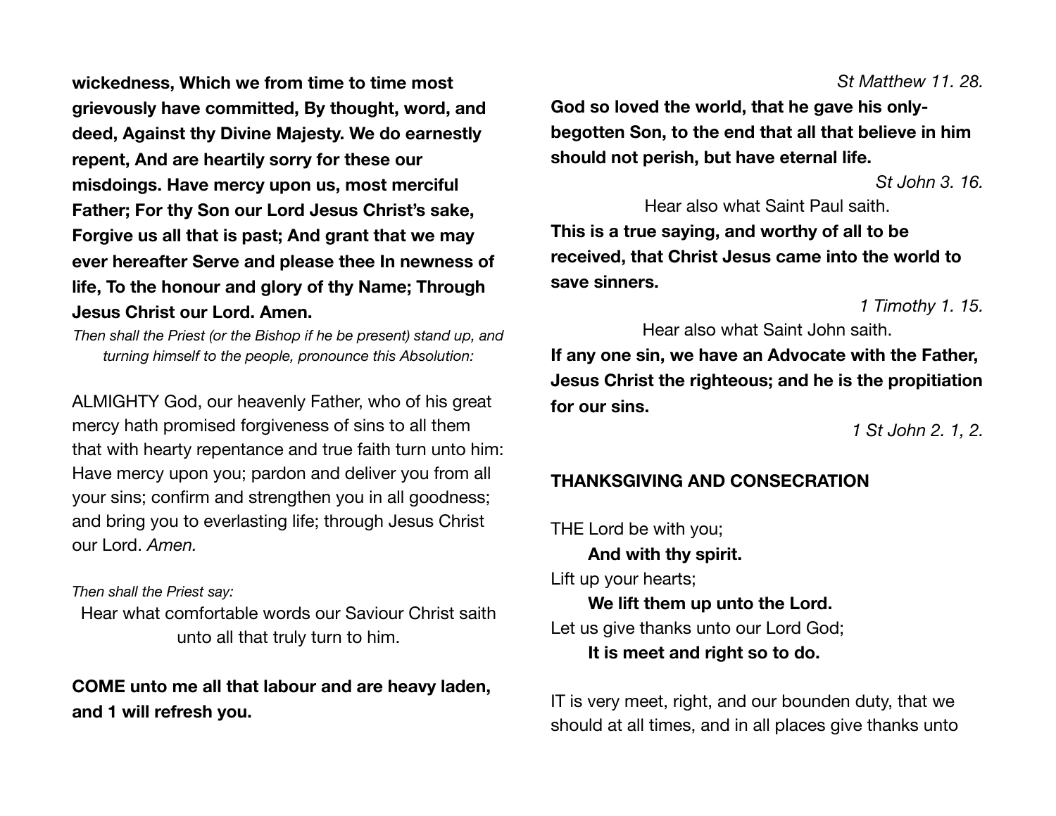**wickedness, Which we from time to time most grievously have committed, By thought, word, and deed, Against thy Divine Majesty. We do earnestly repent, And are heartily sorry for these our misdoings. Have mercy upon us, most merciful Father; For thy Son our Lord Jesus Christ's sake, Forgive us all that is past; And grant that we may ever hereafter Serve and please thee In newness of life, To the honour and glory of thy Name; Through Jesus Christ our Lord. Amen.**

*Then shall the Priest (or the Bishop if he be present) stand up, and turning himself to the people, pronounce this Absolution:*

ALMIGHTY God, our heavenly Father, who of his great mercy hath promised forgiveness of sins to all them that with hearty repentance and true faith turn unto him: Have mercy upon you; pardon and deliver you from all your sins; confirm and strengthen you in all goodness; and bring you to everlasting life; through Jesus Christ our Lord. *Amen.*

*Then shall the Priest say:*

Hear what comfortable words our Saviour Christ saith unto all that truly turn to him.

**COME unto me all that labour and are heavy laden, and 1 will refresh you.**

*St Matthew 11. 28.*

**God so loved the world, that he gave his only-begotten Son, to the end that all that believe in him should not perish, but have eternal life.**

*St John 3. 16.*

Hear also what Saint Paul saith.

**This is a true saying, and worthy of all to be received, that Christ Jesus came into the world to save sinners.**

*1 Timothy 1. 15.*

Hear also what Saint John saith.

**If any one sin, we have an Advocate with the Father, Jesus Christ the righteous; and he is the propitiation for our sins.**

*1 St John 2. 1, 2.*

**THANKSGIVING AND CONSECRATION**

THE Lord be with you;

**And with thy spirit.**

Lift up your hearts;

**We lift them up unto the Lord.**

Let us give thanks unto our Lord God;

**It is meet and right so to do.**

IT is very meet, right, and our bounden duty, that we should at all times, and in all places give thanks unto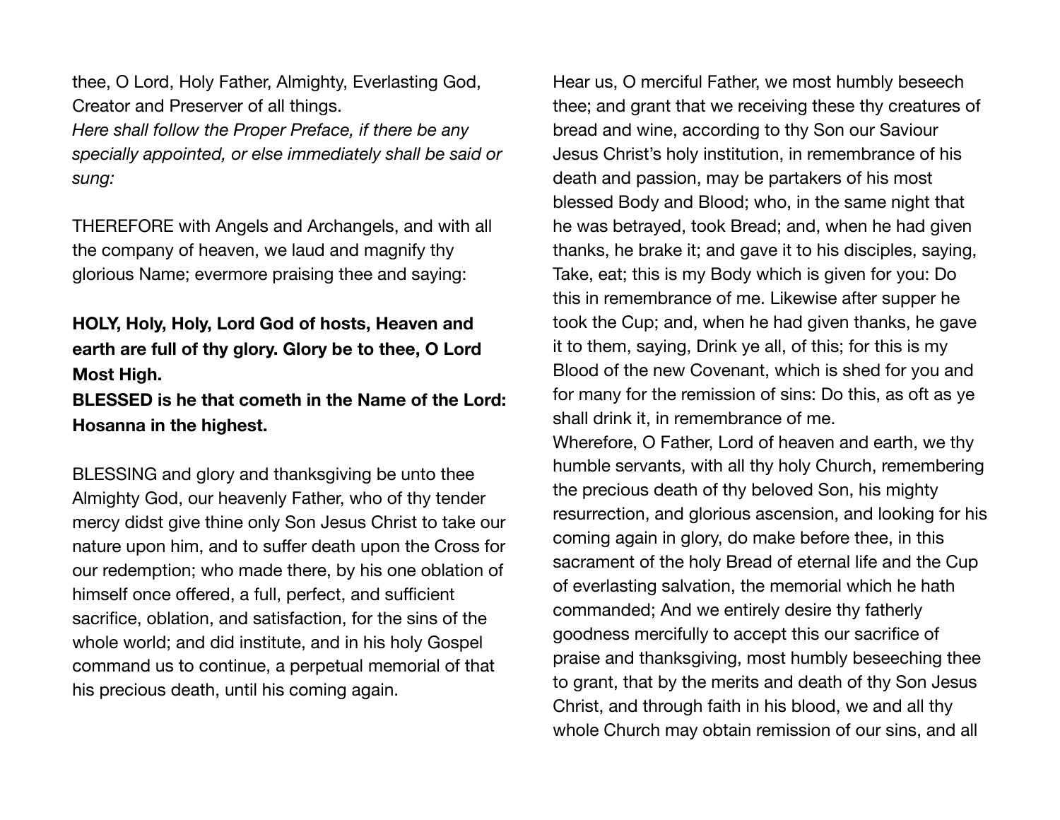thee, O Lord, Holy Father, Almighty, Everlasting God, Creator and Preserver of all things.

*Here shall follow the Proper Preface, if there be any specially appointed, or else immediately shall be said or sung:*

THEREFORE with Angels and Archangels, and with all the company of heaven, we laud and magnify thy glorious Name; evermore praising thee and saying:

**HOLY, Holy, Holy, Lord God of hosts, Heaven and earth are full of thy glory. Glory be to thee, O Lord Most High.**

**BLESSED is he that cometh in the Name of the Lord: Hosanna in the highest.**

BLESSING and glory and thanksgiving be unto thee Almighty God, our heavenly Father, who of thy tender mercy didst give thine only Son Jesus Christ to take our nature upon him, and to suffer death upon the Cross for our redemption; who made there, by his one oblation of himself once offered, a full, perfect, and sufficient sacrifice, oblation, and satisfaction, for the sins of the whole world; and did institute, and in his holy Gospel command us to continue, a perpetual memorial of that his precious death, until his coming again.

Hear us, O merciful Father, we most humbly beseech thee; and grant that we receiving these thy creatures of bread and wine, according to thy Son our Saviour Jesus Christ's holy institution, in remembrance of his death and passion, may be partakers of his most blessed Body and Blood; who, in the same night that he was betrayed, took Bread; and, when he had given thanks, he brake it; and gave it to his disciples, saying, Take, eat; this is my Body which is given for you: Do this in remembrance of me. Likewise after supper he took the Cup; and, when he had given thanks, he gave it to them, saying, Drink ye all, of this; for this is my Blood of the new Covenant, which is shed for you and for many for the remission of sins: Do this, as oft as ye shall drink it, in remembrance of me.

Wherefore, O Father, Lord of heaven and earth, we thy humble servants, with all thy holy Church, remembering the precious death of thy beloved Son, his mighty resurrection, and glorious ascension, and looking for his coming again in glory, do make before thee, in this sacrament of the holy Bread of eternal life and the Cup of everlasting salvation, the memorial which he hath commanded; And we entirely desire thy fatherly goodness mercifully to accept this our sacrifice of praise and thanksgiving, most humbly beseeching thee to grant, that by the merits and death of thy Son Jesus Christ, and through faith in his blood, we and all thy whole Church may obtain remission of our sins, and all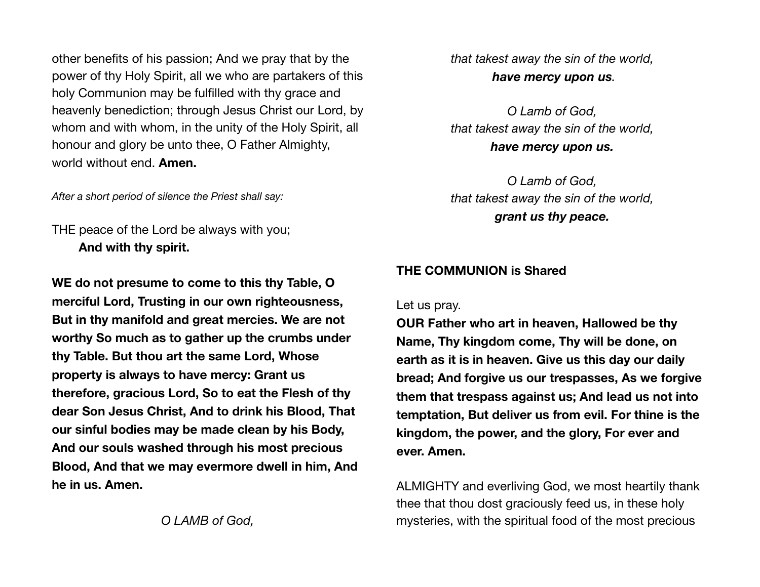other benefits of his passion; And we pray that by the power of thy Holy Spirit, all we who are partakers of this holy Communion may be fulfilled with thy grace and heavenly benediction; through Jesus Christ our Lord, by whom and with whom, in the unity of the Holy Spirit, all honour and glory be unto thee, O Father Almighty, world without end. **Amen.**

*After a short period of silence the Priest shall say:*

THE peace of the Lord be always with you;
**And with thy spirit.**

**WE do not presume to come to this thy Table, O merciful Lord, Trusting in our own righteousness, But in thy manifold and great mercies. We are not worthy So much as to gather up the crumbs under thy Table. But thou art the same Lord, Whose property is always to have mercy: Grant us therefore, gracious Lord, So to eat the Flesh of thy dear Son Jesus Christ, And to drink his Blood, That our sinful bodies may be made clean by his Body, And our souls washed through his most precious Blood, And that we may evermore dwell in him, And he in us. Amen.**

*O LAMB of God,*
*that takest away the sin of the world,*
***have mercy upon us.***

*O Lamb of God,*
*that takest away the sin of the world,*
***have mercy upon us.***

*O Lamb of God,*
*that takest away the sin of the world,*
***grant us thy peace.***

**THE COMMUNION is Shared**

Let us pray.
**OUR Father who art in heaven, Hallowed be thy Name, Thy kingdom come, Thy will be done, on earth as it is in heaven. Give us this day our daily bread; And forgive us our trespasses, As we forgive them that trespass against us; And lead us not into temptation, But deliver us from evil. For thine is the kingdom, the power, and the glory, For ever and ever. Amen.**

ALMIGHTY and everliving God, we most heartily thank thee that thou dost graciously feed us, in these holy mysteries, with the spiritual food of the most precious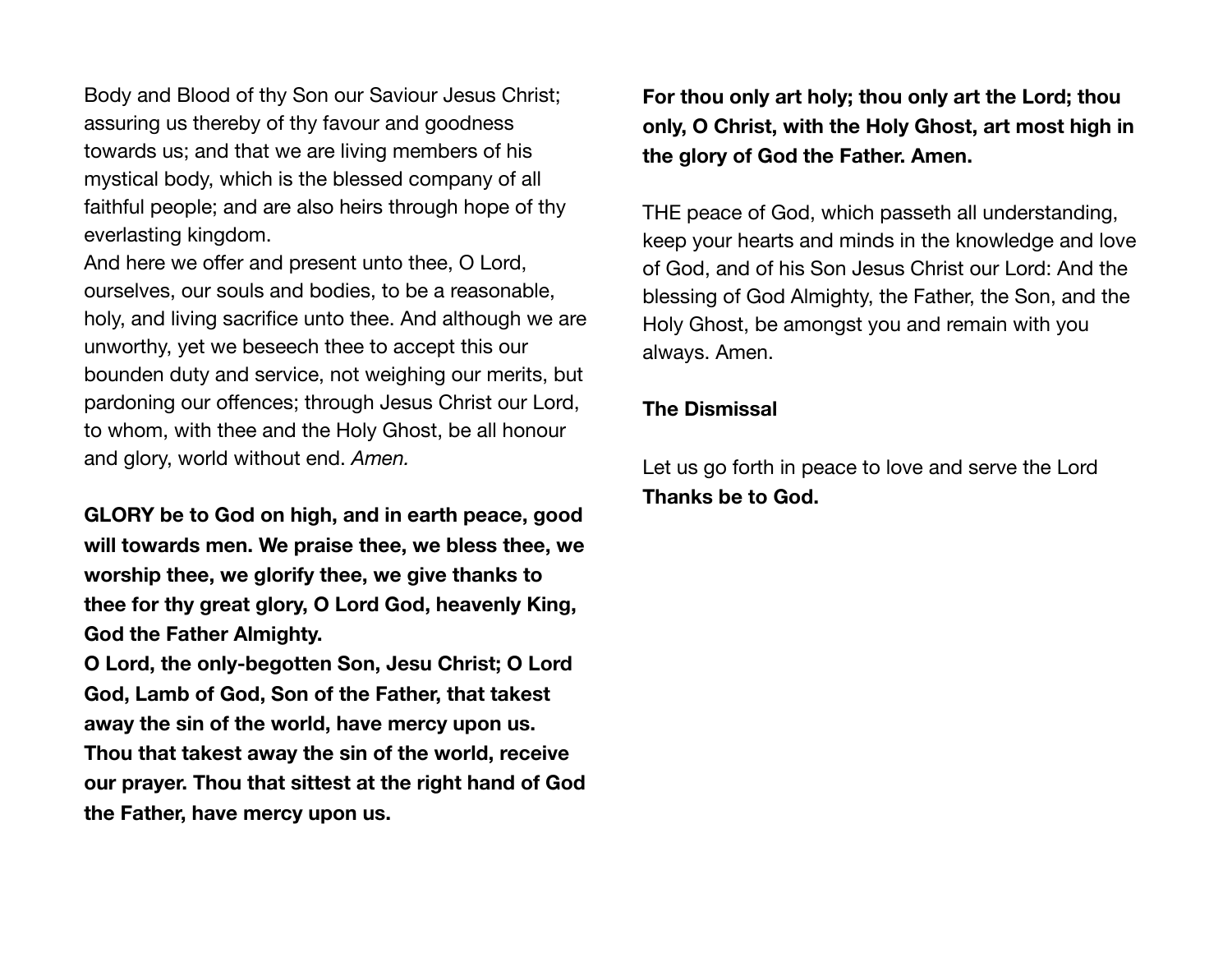Body and Blood of thy Son our Saviour Jesus Christ; assuring us thereby of thy favour and goodness towards us; and that we are living members of his mystical body, which is the blessed company of all faithful people; and are also heirs through hope of thy everlasting kingdom.
And here we offer and present unto thee, O Lord, ourselves, our souls and bodies, to be a reasonable, holy, and living sacrifice unto thee. And although we are unworthy, yet we beseech thee to accept this our bounden duty and service, not weighing our merits, but pardoning our offences; through Jesus Christ our Lord, to whom, with thee and the Holy Ghost, be all honour and glory, world without end. *Amen.*

**GLORY be to God on high, and in earth peace, good will towards men. We praise thee, we bless thee, we worship thee, we glorify thee, we give thanks to thee for thy great glory, O Lord God, heavenly King, God the Father Almighty.**
**O Lord, the only-begotten Son, Jesu Christ; O Lord God, Lamb of God, Son of the Father, that takest away the sin of the world, have mercy upon us. Thou that takest away the sin of the world, receive our prayer. Thou that sittest at the right hand of God the Father, have mercy upon us.**

**For thou only art holy; thou only art the Lord; thou only, O Christ, with the Holy Ghost, art most high in the glory of God the Father. Amen.**

THE peace of God, which passeth all understanding, keep your hearts and minds in the knowledge and love of God, and of his Son Jesus Christ our Lord: And the blessing of God Almighty, the Father, the Son, and the Holy Ghost, be amongst you and remain with you always. Amen.

**The Dismissal**

Let us go forth in peace to love and serve the Lord
**Thanks be to God.**